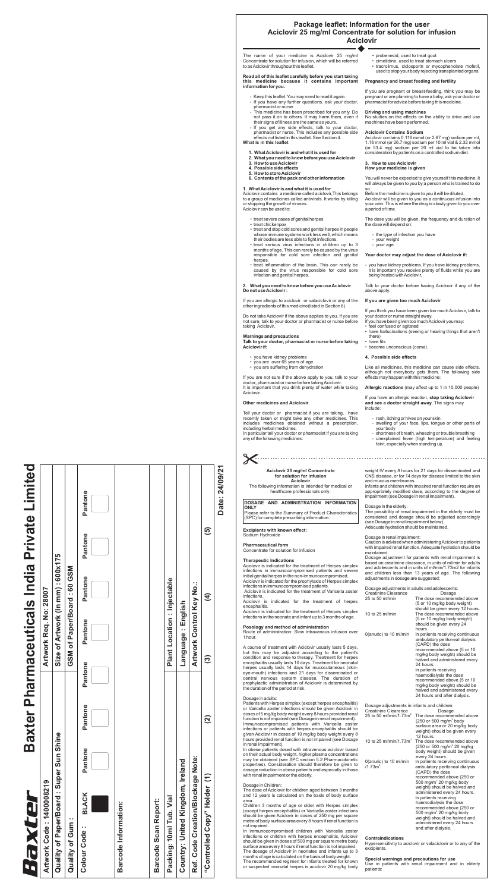# Baxter Pharmaceuticals India Private Limited

| Artwork Code : 140008219 | | | | Artwork Req. No: 28007 | | |
|---|---|---|---|---|---|---|
| Quality of Paper/Board : Super Sun Shine | | | | Size of Artwork (In mm) : 600x175 | | |
| Quality of Gum : | | | | GSM of Paper/Board : 60 GSM | | |
| Colour Code : BLACK | Pantone | Pantone | Pantone | Pantone | Pantone | Pantone |
| Barcode Information: | | | | | | |
| Barcode Scan Report: | | | | | | |
| Packing: 10ml Tub. Vial | | | | Plant Location : Injectable | | |
| Country: United Kingdom, Ireland | | | | Language : English | | |
| Ref. Code Creation/Blockage Note: | | | | Artwork Control Key No.: | | |
| "Controlled Copy" Holder (1) | | (2) | | (3) | (4) | (5) |

Date: 24/09/21

## Package leaflet: Information for the user
## Aciclovir 25 mg/ml Concentrate for solution for infusion
### Aciclovir

The name of your medicine is Aciclovir 25 mg/ml Concentrate for solution for infusion, which will be referred to as Aciclovir throughout this leaflet.

**Read all of this leaflet carefully before you start taking this medicine because it contains important information for you.**

- Keep this leaflet. You may need to read it again.
- If you have any further questions, ask your doctor, pharmacist or nurse.
- This medicine has been prescribed for you only. Do not pass it on to others. It may harm them, even if their signs of illness are the same as yours.
- If you get any side effects, talk to your doctor, pharmacist or nurse. This includes any possible side effects not listed in this leaflet. See Section 4.

**What is in this leaflet**

1. **What Aciclovir is and what it is used for**
2. **What you need to know before you use Aciclovir**
3. **How to use Aciclovir**
4. **Possible side effects**
5. **How to store Aciclovir**
6. **Contents of the pack and other information**

**1. What Aciclovir is and what it is used for**

Aciclovir contains a medicine called aciclovir, This belongs to a group of medicines called antivirals. It works by killing or stopping the growth of viruses.

Aciclovir can be used to:

- treat severe cases of genital herpes
- treat chickenpox
- treat and stop cold sores and genital herpes in people whose immune systems work less well, which means their bodies are less able to fight infections.
- treat serious virus infections in children up to 3 months of age. This can rarely be caused by the virus responsible for cold sore infection and genital herpes.
- treat inflammation of the brain. This can rarely be caused by the virus responsible for cold sore infection and genital herpes.

**2. What you need to know before you use Aciclovir**

**Do not use Aciclovir :**

If you are allergic to aciclovir or valaciclovir or any of the other ingredients of this medicine(listed in Section 6).

Do not take Aciclovir if the above applies to you. If you are not sure, talk to your doctor or pharmacist or nurse before taking Aciclovir.

**Warnings and precautions**

**Talk to your doctor, pharmacist or nurse before taking Aciclovir if:**

- you have kidney problems
- you are over 65 years of age
- you are suffering from dehydration

If you are not sure if the above apply to you, talk to your doctor, pharmacist or nurse before taking Aciclovir.

It is important that you drink plenty of water while taking Aciclovir.

**Other medicines and Aciclovir**

Tell your doctor or pharmacist if you are taking, have recently taken or might take any other medicines. This includes medicines obtained without a prescription, including herbal medicines.

In particular tell your doctor or pharmacist if you are taking any of the following medicines:

- probenecid, used to treat gout
- cimetidine, used to treat stomach ulcers
- tacrolimus, ciclosporin or mycophenolate mofetil, used to stop your body rejecting transplanted organs.

**Pregnancy and breast feeding and fertility**

If you are pregnant or breast-feeding, think you may be pregnant or are planning to have a baby, ask your doctor or pharmacist for advice before taking this medicine.

**Driving and using machines**

No studies on the effects on the ability to drive and use machines have been performed.

**Aciclovir Contains Sodium**

Aciclovir contains 0.116 mmol (or 2.67 mg) sodium per ml, 1.16 mmol (or 26.7 mg) sodium per 10 ml vial & 2.32 mmol (or 53.4 mg) sodium per 20 ml vial to be taken into consideration by patients on a controlled sodium diet.

**3. How to use Aciclovir**

**How your medicine is given**

You will never be expected to give yourself this medicine. It will always be given to you by a person who is trained to do so.

Before the medicine is given to you it will be diluted.

Aciclovir will be given to you as a continuous infusion into your vein. This is where the drug is slowly given to you over a period of time.

The dose you will be given, the frequency and duration of the dose will depend on:

- the type of infection you have
- your weight
- your age.

**Your doctor may adjust the dose of Aciclovir if:**

- you have kidney problems. If you have kidney problems, it is important you receive plenty of fluids while you are being treated with Aciclovir.

Talk to your doctor before having Aciclovir if any of the above apply.

**If you are given too much Aciclovir**

If you think you have been given too much Aciclovir, talk to your doctor or nurse straight away.

If you have been given too much Aciclovir you may:

- feel confused or agitated
- have hallucinations (seeing or hearing things that aren't there)
- have fits
- become unconscious (coma).

**4. Possible side effects**

Like all medicines, this medicine can cause side effects, although not everybody gets them. The following side effects may happen with this medicine:

**Allergic reactions** (may affect up to 1 in 10,000 people)

If you have an allergic reaction, **stop taking Aciclovir and see a doctor straight away**. The signs may include:

- rash, itching or hives on your skin
- swelling of your face, lips, tongue or other parts of your body
- shortness of breath, wheezing or trouble breathing
- unexplained fever (high temperature) and feeling faint, especially when standing up.

---

**Aciclovir 25 mg/ml Concentrate for solution for infusion**
**Aciclovir**

The following information is intended for medical or healthcare professionals only:

**DOSAGE AND ADMINISTRATION INFORMATION ONLY**

Please refer to the Summary of Product Characteristics (SPC) for complete prescribing information.

**Excipients with known effect:**
Sodium Hydroxide

**Pharmaceutical form**
Concentrate for solution for infusion

**Therapeutic Indications**

Aciclovir is indicated for the treatment of Herpes simplex infections in immunocompromised patients and severe initial genital herpes in the non-immunocompromised.

Aciclovir is indicated for the prophylaxis of Herpes simplex infections in immunocompromised patients.

Aciclovir is indicated for the treatment of Varicella zoster infections.

Aciclovir is indicated for the treatment of herpes encephalitis.

Aciclovir is indicated for the treatment of Herpes simplex infections in the neonate and infant up to 3 months of age.

**Posology and method of administration**

Route of administration: Slow intravenous infusion over 1 hour.

A course of treatment with Aciclovir usually lasts 5 days, but this may be adjusted according to the patient's condition and response to therapy. Treatment for herpes encephalitis usually lasts 10 days. Treatment for neonatal herpes usually lasts 14 days for mucocutaneous (skin-eye-mouth) infections and 21 days for disseminated or central nervous system disease. The duration of prophylactic administration of Aciclovir is determined by the duration of the period at risk.

Dosage in adults:

Patients with Herpes simplex (except herpes encephalitis) or Varicella zoster infections should be given Aciclovir in doses of 5 mg/kg body weight every 8 hours provided renal function is not impaired (see Dosage in renal impairment).

Immunocompromised patients with Varicella zoster infections or patients with herpes encephalitis should be given Aciclovir in doses of 10 mg/kg body weight every 8 hours provided renal function is not impaired (see Dosage in renal impairment).

In obese patients dosed with intravenous aciclovir based on their actual body weight, higher plasma concentrations may be obtained (see SPC section 5.2 Pharmacokinetic properties). Consideration should therefore be given to dosage reduction in obese patients and especially in those with renal impairment or the elderly.

Dosage in Children:

The dose of Aciclovir for children aged between 3 months and 12 years is calculated on the basis of body surface area.

Children 3 months of age or older with Herpes simplex (except herpes encephalitis) or Varicella zoster infections should be given Aciclovir in doses of 250 mg per square metre of body surface area every 8 hours if renal function is not impaired.

In immunocompromised children with Varicella zoster infections or children with herpes encephalitis, Aciclovir should be given in doses of 500 mg per square metre body surface area every 8 hours if renal function is not impaired.

The dosage of Aciclovir in neonates and infants up to 3 months of age is calculated on the basis of body weight.

The recommended regimen for infants treated for known or suspected neonatal herpes is aciclovir 20 mg/kg body weight IV every 8 hours for 21 days for disseminated and CNS disease, or for 14 days for disease limited to the skin and mucous membranes.

Infants and children with impaired renal function require an appropriately modified dose, according to the degree of impairment (see Dosage in renal impairment).

Dosage in the elderly:

The possibility of renal impairment in the elderly must be considered and dosage should be adjusted accordingly (see Dosage in renal impairment below).

Adequate hydration should be maintained.

Dosage in renal impairment:

Caution is advised when administering Aciclovir to patients with impaired renal function. Adequate hydration should be maintained.

Dosage adjustment for patients with renal impairment is based on creatinine clearance, in units of ml/min for adults and adolescents and in units of ml/min/1.73m2 for infants and children less than 13 years of age. The following adjustments in dosage are suggested:

Dosage adjustments in adults and adolescents:

| Creatinine Clearance | Dosage |
|---|---|
| 25 to 50 ml/min | The dose recommended above (5 or 10 mg/kg body weight) should be given every 12 hours. |
| 10 to 25 ml/min | The dose recommended above (5 or 10 mg/kg body weight) should be given every 24 hours. |
| 0(anuric) to 10 ml/min | In patients receiving continuous ambulatory peritoneal dialysis (CAPD) the dose recommended above (5 or 10 mg/kg body weight) should be halved and administered every 24 hours. In patients receiving haemodialysis the dose recommended above (5 or 10 mg/kg body weight) should be halved and administered every 24 hours and after dialysis. |

Dosage adjustments in infants and children:

| Creatinine Clearance | Dosage |
|---|---|
| 25 to 50 ml/min/1.73m$^2$ | The dose recommended above (250 or 500 mg/m$^2$ body surface area or 20 mg/kg body weight) should be given every 12 hours. |
| 10 to 25 ml/min/1.73m$^2$ | The dose recommended above (250 or 500 mg/m$^2$ 20 mg/kg body weight) should be given every 24 hours. |
| 0(anuric) to 10 ml/min /1.73m$^2$ | In patients receiving continuous ambulatory peritoneal dialysis (CAPD) the dose recommended above (250 or 500 mg/m$^2$ 20 mg/kg body weight) should be halved and administered every 24 hours. In patients receiving haemodialysis the dose recommended above (250 or 500 mg/m$^2$ 20 mg/kg body weight) should be halved and administered every 24 hours and after dialysis. |

**Contraindications**

Hypersensitivity to aciclovir or valaciclovir or to any of the excipients.

**Special warnings and precautions for use**

Use in patients with renal impairment and in elderly patients: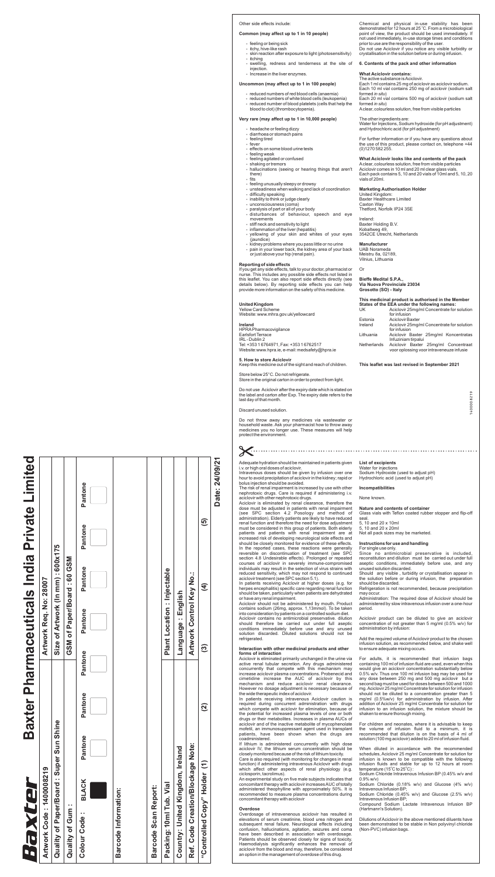| Baxter | Baxter Pharmaceuticals India Private Limited | | | | | |
|---|---|---|---|---|---|---|
| Artwork Code : 1400008219 | | | Artwork Req. No: 28007 | | | |
| Quality of Paper/Board : Super Sun Shine | | | Size of Artwork (In mm) : 600x175 | | | |
| Quality of Gum : | | | GSM of Paper/Board : 60 GSM | | | |
| Colour Code : BLACK | Pantone | Pantone | Pantone | Pantone | Pantone | Pantone |
| Barcode Information: | | | | | | |
| Barcode Scan Report: | | | | | | |
| Packing: 10ml Tub. Vial | | | Plant Location : Injectable | | | |
| Country: United Kingdom, Ireland | | | Language : English | | | |
| Ref. Code Creation/Blockage Note: | | | Artwork Control Key No.: | | | |
| "Controlled Copy" Holder (1) | (2) | | (3) | (4) | (5) | |

Date: 24/09/21

Other side effects include:

**Common (may affect up to 1 in 10 people)**

- feeling or being sick
- itchy, hive-like rash
- skin reaction after exposure to light (photosensitivity)
- itching
- swelling, redness and tenderness at the site of injection.
- Increase in the liver enzymes.

**Uncommon (may affect up to 1 in 100 people)**

- reduced numbers of red blood cells (anaemia)
- reduced numbers of white blood cells (leukopenia)
- reduced number of blood platelets (cells that help the blood to clot) (thrombocytopenia).

**Very rare (may affect up to 1 in 10,000 people)**

- headache or feeling dizzy
- diarrhoea or stomach pains
- feeling tired
- fever
- effects on some blood urine tests
- feeling weak
- feeling agitated or confused
- shaking or tremors
- hallucinations (seeing or hearing things that aren't there)
- fits
- feeling unusually sleepy or drowsy
- unsteadiness when walking and lack of coordination
- difficulty speaking
- inability to think or judge clearly
- unconsciousness (coma)
- paralysis of part or all of your body
- disturbances of behaviour, speech and eye movements
- stiff neck and sensitivity to light
- inflammation of the liver (hepatitis)
- yellowing of your skin and whites of your eyes (jaundice)
- kidney problems where you pass little or no urine
- pain in your lower back, the kidney area of your back or just above your hip (renal pain).

**Reporting of side effects**

If you get any side effects, talk to your doctor, pharmacist or nurse. This includes any possible side effects not listed in this leaflet. You can also report side effects directly (see details below). By reporting side effects you can help provide more information on the safety of this medicine.

**United Kingdom**
Yellow Card Scheme
Website: www.mhra.gov.uk/yellowcard

**Ireland**
HPRA Pharmacovigilance
Earlsfort Terrace
IRL - Dublin 2
Tel: +353 1 6764971, Fax: +353 1 6762517
Website:www.hpra.ie, e-mail: medsafety@hpra.ie

**5. How to store Aciclovir**

Keep this medicine out of the sight and reach of children.

Store below 25°C. Do not refrigerate.
Store in the original carton in order to protect from light.

Do not use Aciclovir after the expiry date which is stated on the label and carton after Exp. The expiry date refers to the last day of that month.

Discard unused solution.

Do not throw away any medicines via wastewater or household waste. Ask your pharmacist how to throw away medicines you no longer use. These measures will help protect the environment.

Chemical and physical in-use stability has been demonstrated for 12 hours at 25°C. From a microbiological point of view, the product should be used immediately. If not used immediately, in-use storage times and conditions prior to use are the responsibility of the user.
Do not use Aciclovir if you notice any visible turbidity or crystallisation in the solution before or during infusion.

**6. Contents of the pack and other information**

**What Aciclovir contains:**

The active substance is Aciclovir.
Each 1 ml contains 25 mg of aciclovir as aciclovir sodium.
Each 10 ml vial contains 250 mg of aciclovir (sodium salt formed *in situ*)
Each 20 ml vial contains 500 mg of aciclovir (sodium salt formed *in situ*)
A clear, colourless solution, free from visible particles

The other ingredients are:
Water for Injections, Sodium hydroxide (for pH adjustment) and Hydrochloric acid (for pH adjustment)

For further information or if you have any questions about the use of this product, please contact on, telephone +44 (0)1270 582 255.

**What Aciclovir looks like and contents of the pack**

A clear, colourless solution, free from visible particles
Aciclovir comes in 10 ml and 20 ml clear glass vials.
Each pack contains 5, 10 and 20 vials of 10ml and 5, 10, 20 vials of 20ml.

**Marketing Authorisation Holder**

United Kingdom:
Baxter Healthcare Limited
Caxton Way
Thetford, Norfolk IP24 3SE

Ireland:
Baxter Holding B.V.
Kobaltweg 49,
3542CE Utrecht, Netherlands

**Manufacturer**

UAB Norameda
Meistrų 8a, 02189,
Vilnius, Lithuania

Or

**Bieffe Medital S.P.A.,**
**Via Nuova Provinciale 23034**
**Grosotto (SO) - Italy**

**This medicinal product is authorised in the Member States of the EEA under the following names:**

| | |
|---|---|
| UK | Aciclovir 25mg/ml Concentrate for solution for infusion |
| Estonia | Aciclovir Baxter |
| Ireland | Aciclovir 25mg/ml Concentrate for solution for infusion |
| Lithuania | Aciclovir Baxter 25mg/ml Koncentratas Infuziniam tirpalui |
| Netherlands | Aciclovir Baxter 25mg/ml Concentraat voor oplossing voor intraveneuze infusie |

**This leaflet was last revised in September 2021**

1400008219

---

Adequate hydration should be maintained in patients given i.v. or high oral doses of aciclovir.
Intravenous doses should be given by infusion over one hour to avoid precipitation of aciclovir in the kidney; rapid or bolus injection should be avoided.
The risk of renal impairment is increased by use with other nephrotoxic drugs. Care is required if administering i.v. aciclovir with other nephrotoxic drugs.
Aciclovir is eliminated by renal clearance, therefore the dose must be adjusted in patients with renal impairment (see SPC section 4.2 Posology and method of administration). Elderly patients are likely to have reduced renal function and therefore the need for dose adjustment must be considered in this group of patients. Both elderly patients and patients with renal impairment are at increased risk of developing neurological side effects and should be closely monitored for evidence of these effects. In the reported cases, these reactions were generally reversible on discontinuation of treatment (see SPC section 4.8 Undesirable effects). Prolonged or repeated courses of aciclovir in severely immune-compromised individuals may result in the selection of virus strains with reduced sensitivity, which may not respond to continued aciclovir treatment (see SPC section 5.1).
In patients receiving Aciclovir at higher doses (e.g. for herpes encephalitis) specific care regarding renal function should be taken, particularly when patients are dehydrated or have any renal impairment.
Aciclovir should not be administered by mouth. Product contains sodium (26mg, approx. 1,13mmol). To be taken into consideration by patients on a controlled sodium diet.
Aciclovir contains no antimicrobial preservative. dilution should therefore be carried out under full aseptic conditions immediately before use and any unused solution discarded. Diluted solutions should not be refrigerated.

**Interaction with other medicinal products and other forms of interaction**

Aciclovir is eliminated primarily unchanged in the urine via active renal tubular secretion. Any drugs administered concurrently that compete with this mechanism may increase aciclovir plasma concentrations. Probenecid and cimetidine increase the AUC of aciclovir by this mechanism and reduce aciclovir renal clearance. However no dosage adjustment is necessary because of the wide therapeutic index of aciclovir.
In patients receiving intravenous Aciclovir caution is required during concurrent administration with drugs which compete with aciclovir for elimination, because of the potential for increased plasma levels of one or both drugs or their metabolites. Increases in plasma AUCs of aciclovir and of the inactive metabolite of mycophenolate mofetil, an immunosuppressant agent used in transplant patients, have been shown when the drugs are coadministered.
If lithium is administered concurrently with high dose aciclovir IV, the lithium serum concentration should be closely monitored because of the risk of lithium toxicity.
Care is also required (with monitoring for changes in renal function) if administering intravenous Aciclovir with drugs which affect other aspects of renal physiology (e.g. ciclosporin, tacrolimus).
An experimental study on five male subjects indicates that concomitant therapy with aciclovir increases AUC of totally administered theophylline with approximately 50%. It is recommended to measure plasma concentrations during concomitant therapy with aciclovir

**Overdose**

Overdosage of intravenous aciclovir has resulted in elevations of serum creatinine, blood urea nitrogen and subsequent renal failure. Neurological effects including confusion, hallucinations, agitation, seizures and coma have been described in association with overdosage. Patients should be observed closely for signs of toxicity. Haemodialysis significantly enhances the removal of aciclovir from the blood and may, therefore, be considered an option in the management of overdose of this drug.

**List of excipients**

Water for injections
Sodium Hydroxide (used to adjust pH)
Hydrochloric acid (used to adjust pH)

**Incompatibilities**

None known.

**Nature and contents of container**

Glass vials with Teflon coated rubber stopper and flip-off seal.
5, 10 and 20 x 10ml
5, 10 and 20 x 20ml
Not all pack sizes may be marketed.

**Instructions for use and handling**

For single use only.
Since no antimicrobial preservative is included, reconstitution and dilution must be carried out under full aseptic conditions, immediately before use, and any unused solution discarded.
Should any visible, turbidity or crystallisation appear in the solution before or during infusion, the preparation should be discarded.
Refrigeration is not recommended, because precipitation may occur.
Administration: The required dose of Aciclovir should be administered by slow intravenous infusion over a one-hour period.

Aciclovir product can be diluted to give an aciclovir concentration of not greater than 5 mg/ml (0.5% w/v) for administration by infusion:

Add the required volume of Aciclovir product to the chosen infusion solution, as recommended below, and shake well to ensure adequate mixing occurs.

For adults, it is recommended that infusion bags containing 100 ml of infusion fluid are used, even when this would give an aciclovir concentration substantially below 0.5% w/v. Thus one 100 ml infusion bag may be used for any dose between 250 mg and 500 mg aciclovir but a second bag must be used for doses between 500 and 1000 mg. Aciclovir 25 mg/ml Concentrate for solution for infusion should not be diluted to a concentration greater than 5 mg/ml (0.5%w/v) for administration by infusion. After addition of Aciclovir 25 mg/ml Concentrate for solution for infusion to an infusion solution, the mixture should be shaken to ensure thorough mixing.

For children and neonates, where it is advisable to keep the volume of infusion fluid to a minimum, it is recommended that dilution is on the basis of 4 ml of solution (100 mg aciclovir) added to 20 ml of infusion fluid.

When diluted in accordance with the recommended schedules, Aciclovir 25 mg/ml Concentrate for solution for infusion is known to be compatible with the following infusion fluids and stable for up to 12 hours at room temperature (15°C to 25°C):
Sodium Chloride Intravenous Infusion BP (0.45% w/v and 0.9% w/v)
Sodium Chloride (0.18% w/v) and Glucose (4% w/v) Intravenous Infusion BP;
Sodium Chloride (0.45% w/v) and Glucose (2.5% w/v) Intravenous Infusion BP;
Compound Sodium Lactate Intravenous Infusion BP (Hartmann's Solution).

Dilutions of Aciclovir in the above mentioned diluents have been demonstrated to be stable in Non polyvinyl chloride (Non-PVC) infusion bags.